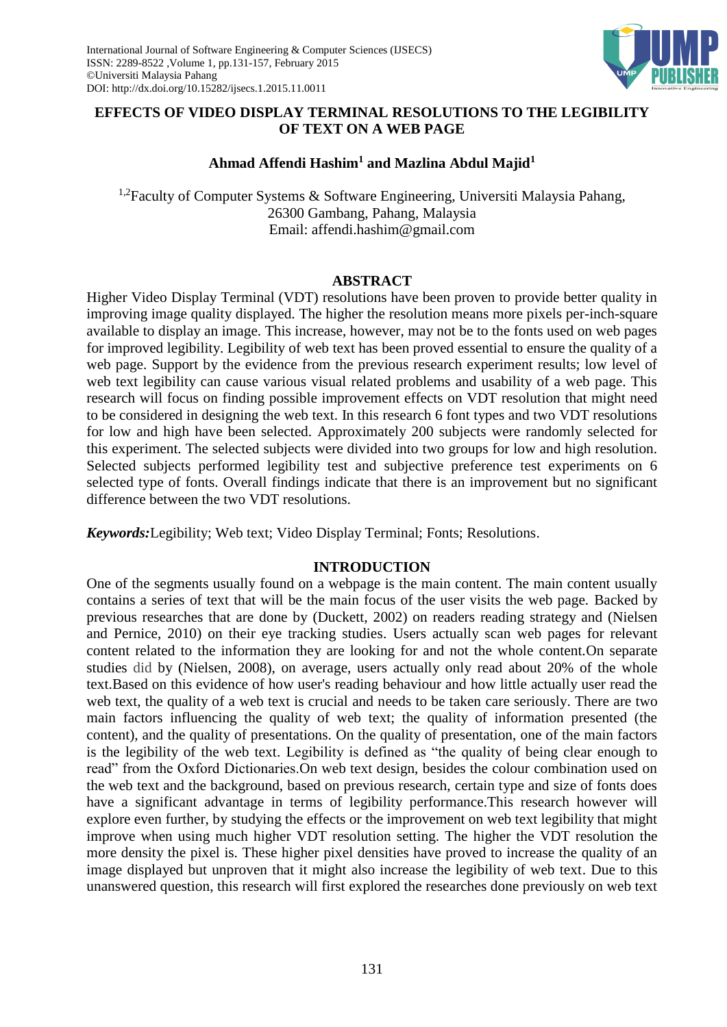# EFFECTS OF VIDEO DISPLAY TERMINAL RESOLUTIONS TO THE LEGIBILITY OF TEXT ON A WEB PAGE

**Ahmad Affendi Hashim[1] and Mazlina Abdul Majid[1]**

[1,2]Faculty of Computer Systems & Software Engineering, Universiti Malaysia Pahang, 26300 Gambang, Pahang, Malaysia
Email: affendi.hashim@gmail.com

## ABSTRACT

Higher Video Display Terminal (VDT) resolutions have been proven to provide better quality in improving image quality displayed. The higher the resolution means more pixels per-inch-square available to display an image. This increase, however, may not be to the fonts used on web pages for improved legibility. Legibility of web text has been proved essential to ensure the quality of a web page. Support by the evidence from the previous research experiment results; low level of web text legibility can cause various visual related problems and usability of a web page. This research will focus on finding possible improvement effects on VDT resolution that might need to be considered in designing the web text. In this research 6 font types and two VDT resolutions for low and high have been selected. Approximately 200 subjects were randomly selected for this experiment. The selected subjects were divided into two groups for low and high resolution. Selected subjects performed legibility test and subjective preference test experiments on 6 selected type of fonts. Overall findings indicate that there is an improvement but no significant difference between the two VDT resolutions.

***Keywords:*** Legibility; Web text; Video Display Terminal; Fonts; Resolutions.

## INTRODUCTION

One of the segments usually found on a webpage is the main content. The main content usually contains a series of text that will be the main focus of the user visits the web page. Backed by previous researches that are done by (Duckett, 2002) on readers reading strategy and (Nielsen and Pernice, 2010) on their eye tracking studies. Users actually scan web pages for relevant content related to the information they are looking for and not the whole content.On separate studies did by (Nielsen, 2008), on average, users actually only read about 20% of the whole text.Based on this evidence of how user's reading behaviour and how little actually user read the web text, the quality of a web text is crucial and needs to be taken care seriously. There are two main factors influencing the quality of web text; the quality of information presented (the content), and the quality of presentations. On the quality of presentation, one of the main factors is the legibility of the web text. Legibility is defined as "the quality of being clear enough to read" from the Oxford Dictionaries.On web text design, besides the colour combination used on the web text and the background, based on previous research, certain type and size of fonts does have a significant advantage in terms of legibility performance.This research however will explore even further, by studying the effects or the improvement on web text legibility that might improve when using much higher VDT resolution setting. The higher the VDT resolution the more density the pixel is. These higher pixel densities have proved to increase the quality of an image displayed but unproven that it might also increase the legibility of web text. Due to this unanswered question, this research will first explored the researches done previously on web text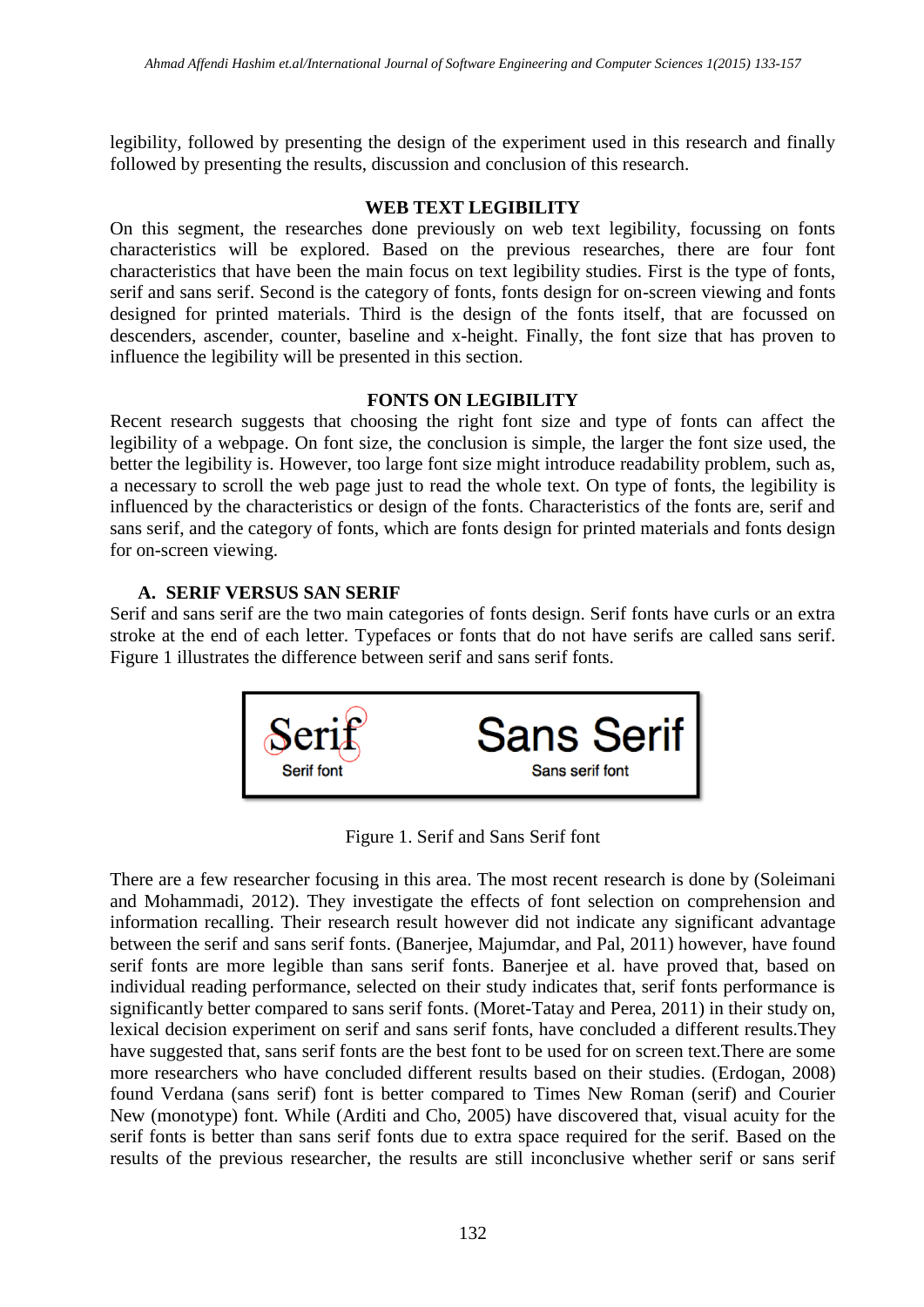legibility, followed by presenting the design of the experiment used in this research and finally followed by presenting the results, discussion and conclusion of this research.

## WEB TEXT LEGIBILITY

On this segment, the researches done previously on web text legibility, focussing on fonts characteristics will be explored. Based on the previous researches, there are four font characteristics that have been the main focus on text legibility studies. First is the type of fonts, serif and sans serif. Second is the category of fonts, fonts design for on-screen viewing and fonts designed for printed materials. Third is the design of the fonts itself, that are focussed on descenders, ascender, counter, baseline and x-height. Finally, the font size that has proven to influence the legibility will be presented in this section.

## FONTS ON LEGIBILITY

Recent research suggests that choosing the right font size and type of fonts can affect the legibility of a webpage. On font size, the conclusion is simple, the larger the font size used, the better the legibility is. However, too large font size might introduce readability problem, such as, a necessary to scroll the web page just to read the whole text. On type of fonts, the legibility is influenced by the characteristics or design of the fonts. Characteristics of the fonts are, serif and sans serif, and the category of fonts, which are fonts design for printed materials and fonts design for on-screen viewing.

### A. SERIF VERSUS SAN SERIF

Serif and sans serif are the two main categories of fonts design. Serif fonts have curls or an extra stroke at the end of each letter. Typefaces or fonts that do not have serifs are called sans serif. Figure 1 illustrates the difference between serif and sans serif fonts.

Figure 1. Serif and Sans Serif font

There are a few researcher focusing in this area. The most recent research is done by (Soleimani and Mohammadi, 2012). They investigate the effects of font selection on comprehension and information recalling. Their research result however did not indicate any significant advantage between the serif and sans serif fonts. (Banerjee, Majumdar, and Pal, 2011) however, have found serif fonts are more legible than sans serif fonts. Banerjee et al. have proved that, based on individual reading performance, selected on their study indicates that, serif fonts performance is significantly better compared to sans serif fonts. (Moret-Tatay and Perea, 2011) in their study on, lexical decision experiment on serif and sans serif fonts, have concluded a different results.They have suggested that, sans serif fonts are the best font to be used for on screen text.There are some more researchers who have concluded different results based on their studies. (Erdogan, 2008) found Verdana (sans serif) font is better compared to Times New Roman (serif) and Courier New (monotype) font. While (Arditi and Cho, 2005) have discovered that, visual acuity for the serif fonts is better than sans serif fonts due to extra space required for the serif. Based on the results of the previous researcher, the results are still inconclusive whether serif or sans serif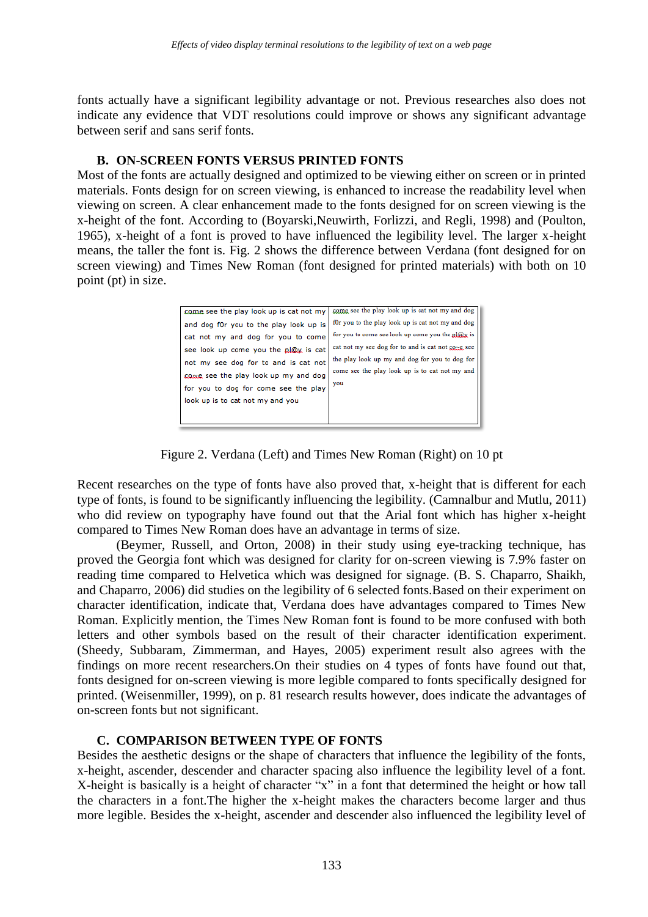fonts actually have a significant legibility advantage or not. Previous researches also does not indicate any evidence that VDT resolutions could improve or shows any significant advantage between serif and sans serif fonts.

### B. ON-SCREEN FONTS VERSUS PRINTED FONTS

Most of the fonts are actually designed and optimized to be viewing either on screen or in printed materials. Fonts design for on screen viewing, is enhanced to increase the readability level when viewing on screen. A clear enhancement made to the fonts designed for on screen viewing is the x-height of the font. According to (Boyarski,Neuwirth, Forlizzi, and Regli, 1998) and (Poulton, 1965), x-height of a font is proved to have influenced the legibility level. The larger x-height means, the taller the font is. Fig. 2 shows the difference between Verdana (font designed for on screen viewing) and Times New Roman (font designed for printed materials) with both on 10 point (pt) in size.

| | |
|---|---|
| come see the play look up is cat not my and dog f0r you to the play look up is cat not my and dog for you to come see look up come you the pl@y is cat not my see dog for to and is cat not co~e see the play look up my and dog for you to dog for come see the play look up is to cat not my and you | come see the play look up is cat not my and dog f0r you to the play look up is cat not my and dog for you to come see look up come you the pl@y is cat not my see dog for to and is cat not co~e see the play look up my and dog for you to dog for come see the play look up is to cat not my and you |

Figure 2. Verdana (Left) and Times New Roman (Right) on 10 pt

Recent researches on the type of fonts have also proved that, x-height that is different for each type of fonts, is found to be significantly influencing the legibility. (Camnalbur and Mutlu, 2011) who did review on typography have found out that the Arial font which has higher x-height compared to Times New Roman does have an advantage in terms of size.

(Beymer, Russell, and Orton, 2008) in their study using eye-tracking technique, has proved the Georgia font which was designed for clarity for on-screen viewing is 7.9% faster on reading time compared to Helvetica which was designed for signage. (B. S. Chaparro, Shaikh, and Chaparro, 2006) did studies on the legibility of 6 selected fonts.Based on their experiment on character identification, indicate that, Verdana does have advantages compared to Times New Roman. Explicitly mention, the Times New Roman font is found to be more confused with both letters and other symbols based on the result of their character identification experiment. (Sheedy, Subbaram, Zimmerman, and Hayes, 2005) experiment result also agrees with the findings on more recent researchers.On their studies on 4 types of fonts have found out that, fonts designed for on-screen viewing is more legible compared to fonts specifically designed for printed. (Weisenmiller, 1999), on p. 81 research results however, does indicate the advantages of on-screen fonts but not significant.

### C. COMPARISON BETWEEN TYPE OF FONTS

Besides the aesthetic designs or the shape of characters that influence the legibility of the fonts, x-height, ascender, descender and character spacing also influence the legibility level of a font. X-height is basically is a height of character “x” in a font that determined the height or how tall the characters in a font.The higher the x-height makes the characters become larger and thus more legible. Besides the x-height, ascender and descender also influenced the legibility level of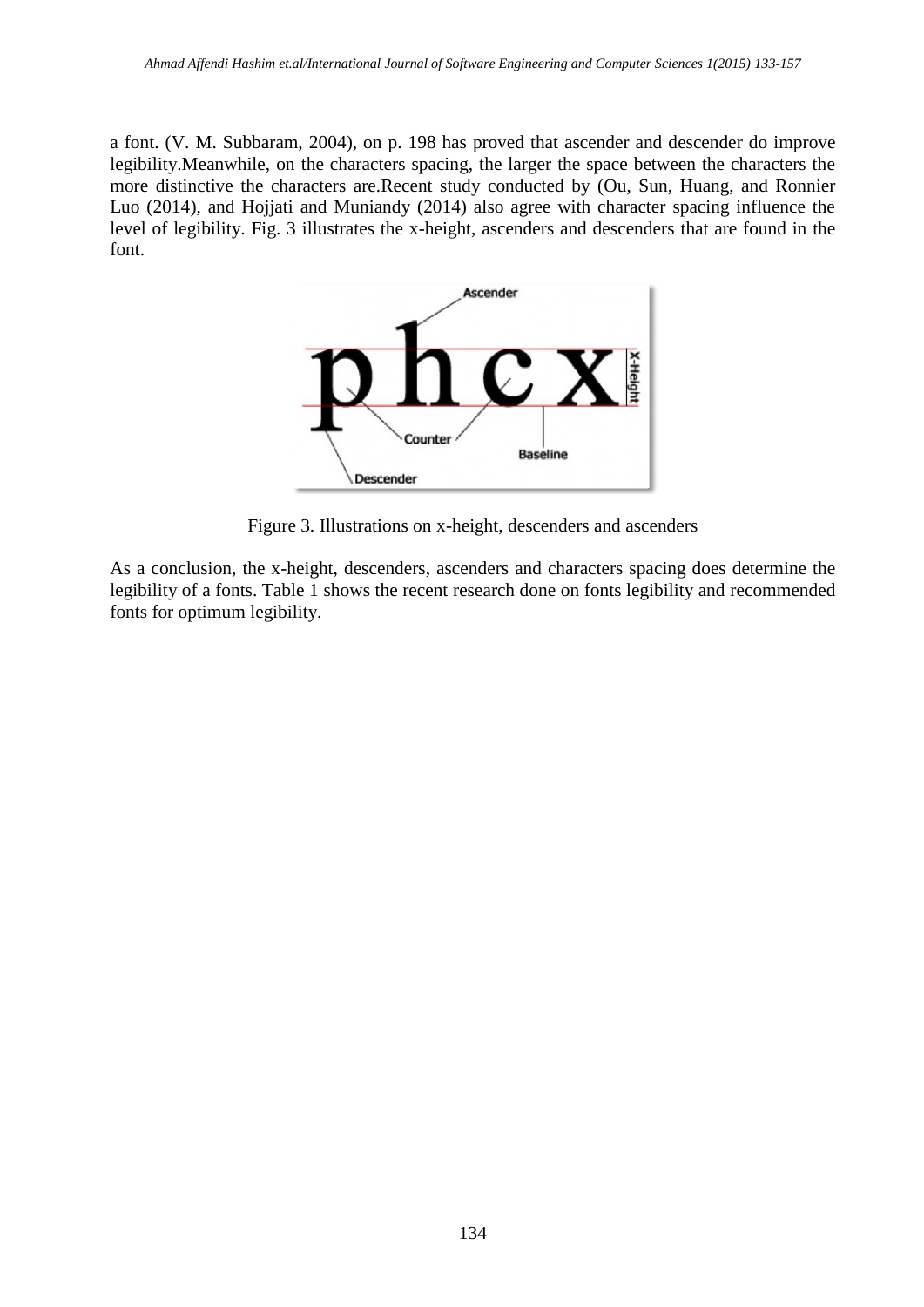a font. (V. M. Subbaram, 2004), on p. 198 has proved that ascender and descender do improve legibility.Meanwhile, on the characters spacing, the larger the space between the characters the more distinctive the characters are.Recent study conducted by (Ou, Sun, Huang, and Ronnier Luo (2014), and Hojjati and Muniandy (2014) also agree with character spacing influence the level of legibility. Fig. 3 illustrates the x-height, ascenders and descenders that are found in the font.

Figure 3. Illustrations on x-height, descenders and ascenders

As a conclusion, the x-height, descenders, ascenders and characters spacing does determine the legibility of a fonts. Table 1 shows the recent research done on fonts legibility and recommended fonts for optimum legibility.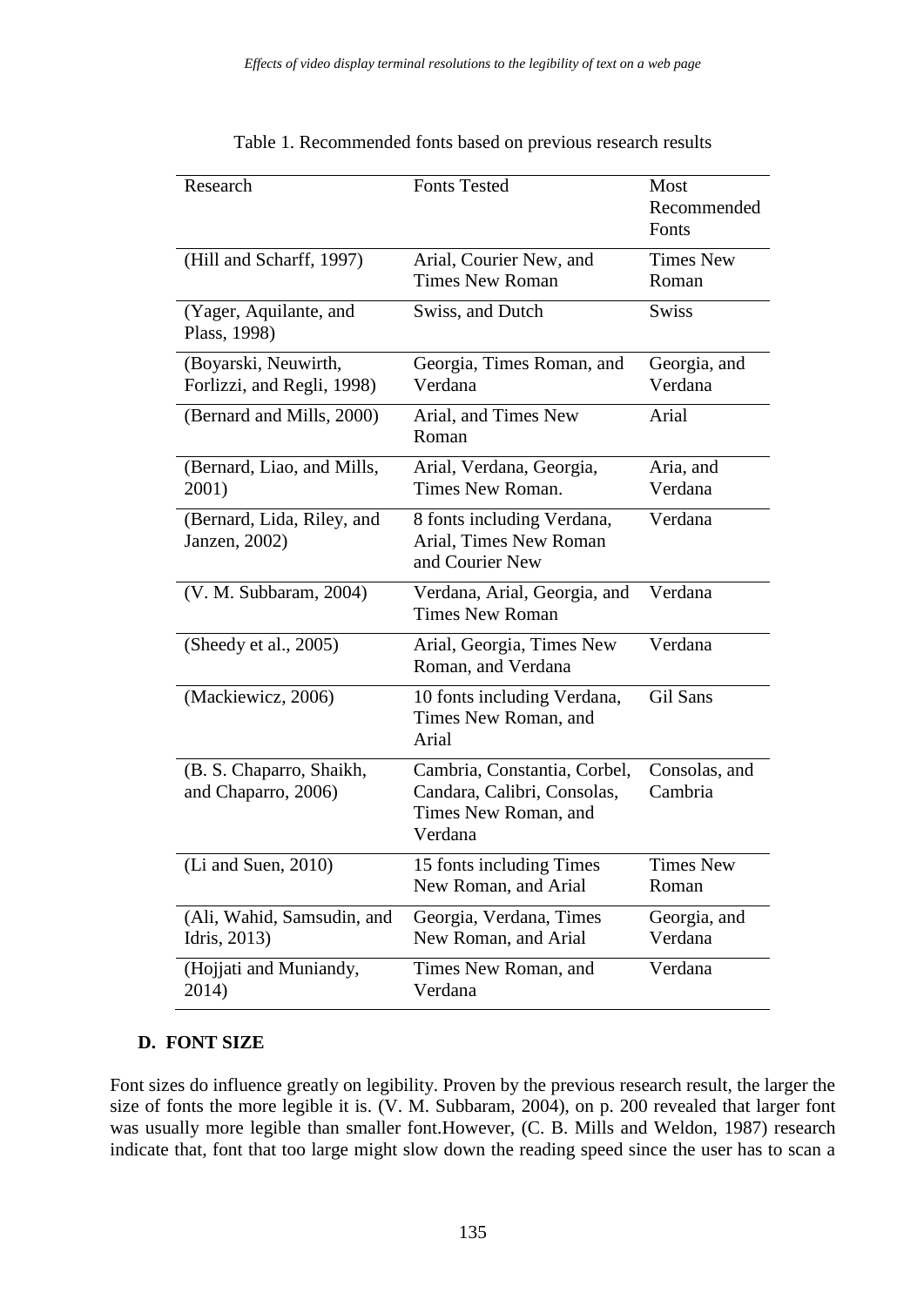Table 1. Recommended fonts based on previous research results

| Research | Fonts Tested | Most Recommended Fonts |
|---|---|---|
| (Hill and Scharff, 1997) | Arial, Courier New, and Times New Roman | Times New Roman |
| (Yager, Aquilante, and Plass, 1998) | Swiss, and Dutch | Swiss |
| (Boyarski, Neuwirth, Forlizzi, and Regli, 1998) | Georgia, Times Roman, and Verdana | Georgia, and Verdana |
| (Bernard and Mills, 2000) | Arial, and Times New Roman | Arial |
| (Bernard, Liao, and Mills, 2001) | Arial, Verdana, Georgia, Times New Roman. | Aria, and Verdana |
| (Bernard, Lida, Riley, and Janzen, 2002) | 8 fonts including Verdana, Arial, Times New Roman and Courier New | Verdana |
| (V. M. Subbaram, 2004) | Verdana, Arial, Georgia, and Times New Roman | Verdana |
| (Sheedy et al., 2005) | Arial, Georgia, Times New Roman, and Verdana | Verdana |
| (Mackiewicz, 2006) | 10 fonts including Verdana, Times New Roman, and Arial | Gil Sans |
| (B. S. Chaparro, Shaikh, and Chaparro, 2006) | Cambria, Constantia, Corbel, Candara, Calibri, Consolas, Times New Roman, and Verdana | Consolas, and Cambria |
| (Li and Suen, 2010) | 15 fonts including Times New Roman, and Arial | Times New Roman |
| (Ali, Wahid, Samsudin, and Idris, 2013) | Georgia, Verdana, Times New Roman, and Arial | Georgia, and Verdana |
| (Hojjati and Muniandy, 2014) | Times New Roman, and Verdana | Verdana |

### D. FONT SIZE

Font sizes do influence greatly on legibility. Proven by the previous research result, the larger the size of fonts the more legible it is. (V. M. Subbaram, 2004), on p. 200 revealed that larger font was usually more legible than smaller font.However, (C. B. Mills and Weldon, 1987) research indicate that, font that too large might slow down the reading speed since the user has to scan a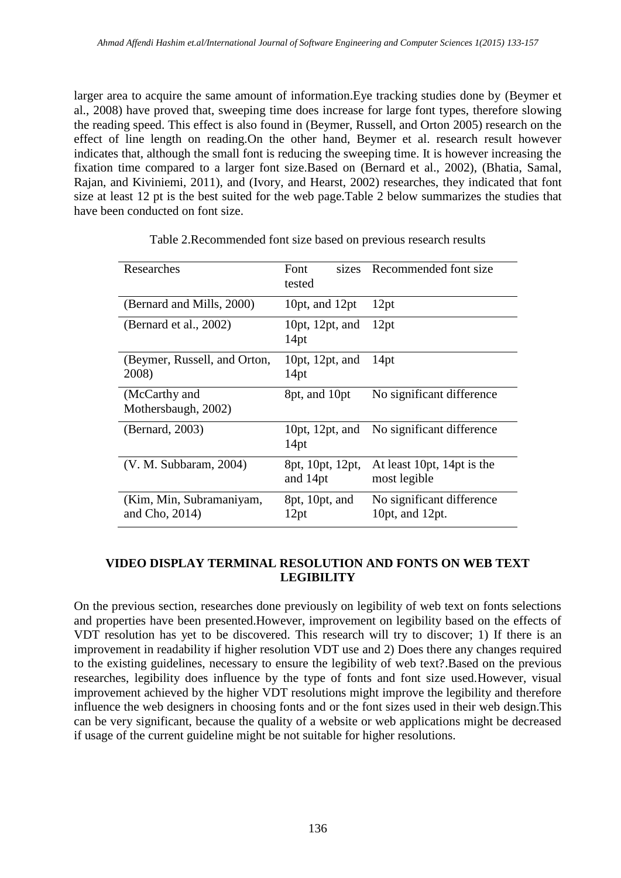larger area to acquire the same amount of information.Eye tracking studies done by (Beymer et al., 2008) have proved that, sweeping time does increase for large font types, therefore slowing the reading speed. This effect is also found in (Beymer, Russell, and Orton 2005) research on the effect of line length on reading.On the other hand, Beymer et al. research result however indicates that, although the small font is reducing the sweeping time. It is however increasing the fixation time compared to a larger font size.Based on (Bernard et al., 2002), (Bhatia, Samal, Rajan, and Kiviniemi, 2011), and (Ivory, and Hearst, 2002) researches, they indicated that font size at least 12 pt is the best suited for the web page.Table 2 below summarizes the studies that have been conducted on font size.

Table 2.Recommended font size based on previous research results

| Researches | Font sizes tested | Recommended font size |
| --- | --- | --- |
| (Bernard and Mills, 2000) | 10pt, and 12pt | 12pt |
| (Bernard et al., 2002) | 10pt, 12pt, and 14pt | 12pt |
| (Beymer, Russell, and Orton, 2008) | 10pt, 12pt, and 14pt | 14pt |
| (McCarthy and Mothersbaugh, 2002) | 8pt, and 10pt | No significant difference |
| (Bernard, 2003) | 10pt, 12pt, and 14pt | No significant difference |
| (V. M. Subbaram, 2004) | 8pt, 10pt, 12pt, and 14pt | At least 10pt, 14pt is the most legible |
| (Kim, Min, Subramaniyam, and Cho, 2014) | 8pt, 10pt, and 12pt | No significant difference 10pt, and 12pt. |

## VIDEO DISPLAY TERMINAL RESOLUTION AND FONTS ON WEB TEXT LEGIBILITY

On the previous section, researches done previously on legibility of web text on fonts selections and properties have been presented.However, improvement on legibility based on the effects of VDT resolution has yet to be discovered. This research will try to discover; 1) If there is an improvement in readability if higher resolution VDT use and 2) Does there any changes required to the existing guidelines, necessary to ensure the legibility of web text?.Based on the previous researches, legibility does influence by the type of fonts and font size used.However, visual improvement achieved by the higher VDT resolutions might improve the legibility and therefore influence the web designers in choosing fonts and or the font sizes used in their web design.This can be very significant, because the quality of a website or web applications might be decreased if usage of the current guideline might be not suitable for higher resolutions.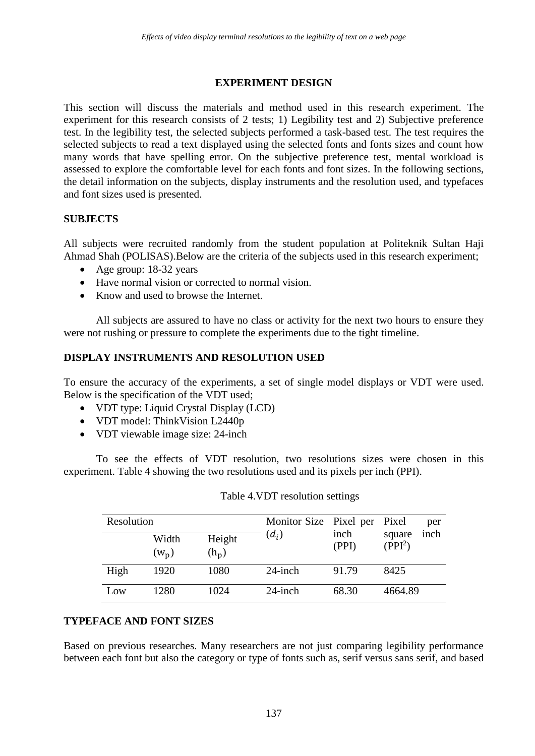## EXPERIMENT DESIGN

This section will discuss the materials and method used in this research experiment. The experiment for this research consists of 2 tests; 1) Legibility test and 2) Subjective preference test. In the legibility test, the selected subjects performed a task-based test. The test requires the selected subjects to read a text displayed using the selected fonts and fonts sizes and count how many words that have spelling error. On the subjective preference test, mental workload is assessed to explore the comfortable level for each fonts and font sizes. In the following sections, the detail information on the subjects, display instruments and the resolution used, and typefaces and font sizes used is presented.

### SUBJECTS

All subjects were recruited randomly from the student population at Politeknik Sultan Haji Ahmad Shah (POLISAS).Below are the criteria of the subjects used in this research experiment;

- Age group: 18-32 years
- Have normal vision or corrected to normal vision.
- Know and used to browse the Internet.

All subjects are assured to have no class or activity for the next two hours to ensure they were not rushing or pressure to complete the experiments due to the tight timeline.

### DISPLAY INSTRUMENTS AND RESOLUTION USED

To ensure the accuracy of the experiments, a set of single model displays or VDT were used. Below is the specification of the VDT used;

- VDT type: Liquid Crystal Display (LCD)
- VDT model: ThinkVision L2440p
- VDT viewable image size: 24-inch

To see the effects of VDT resolution, two resolutions sizes were chosen in this experiment. Table 4 showing the two resolutions used and its pixels per inch (PPI).

Table 4.VDT resolution settings

| Resolution | | | Monitor Size ($d_i$) | Pixel per inch (PPI) | Pixel per square inch ($PPI^2$) |
|---|---|---|---|---|---|
| | Width ($w_p$) | Height ($h_p$) | | | |
| High | 1920 | 1080 | 24-inch | 91.79 | 8425 |
| Low | 1280 | 1024 | 24-inch | 68.30 | 4664.89 |

### TYPEFACE AND FONT SIZES

Based on previous researches. Many researchers are not just comparing legibility performance between each font but also the category or type of fonts such as, serif versus sans serif, and based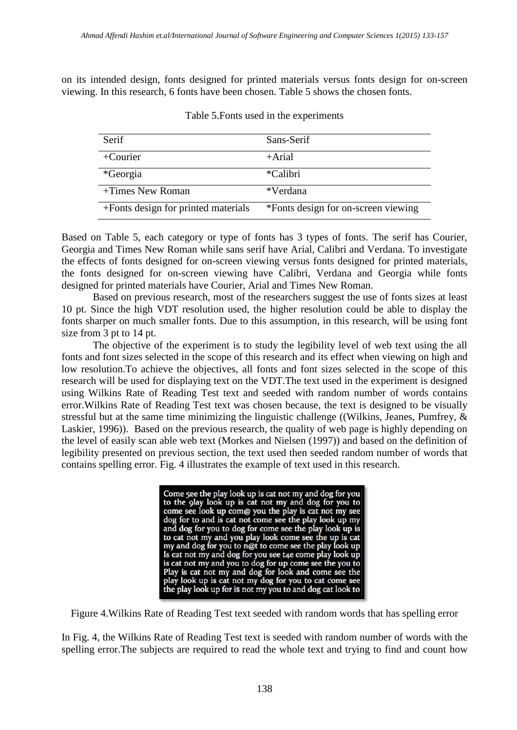on its intended design, fonts designed for printed materials versus fonts design for on-screen viewing. In this research, 6 fonts have been chosen. Table 5 shows the chosen fonts.

Table 5.Fonts used in the experiments

| Serif | Sans-Serif |
|---|---|
| +Courier | +Arial |
| *Georgia | *Calibri |
| +Times New Roman | *Verdana |
| +Fonts design for printed materials | *Fonts design for on-screen viewing |

Based on Table 5, each category or type of fonts has 3 types of fonts. The serif has Courier, Georgia and Times New Roman while sans serif have Arial, Calibri and Verdana. To investigate the effects of fonts designed for on-screen viewing versus fonts designed for printed materials, the fonts designed for on-screen viewing have Calibri, Verdana and Georgia while fonts designed for printed materials have Courier, Arial and Times New Roman.

Based on previous research, most of the researchers suggest the use of fonts sizes at least 10 pt. Since the high VDT resolution used, the higher resolution could be able to display the fonts sharper on much smaller fonts. Due to this assumption, in this research, will be using font size from 3 pt to 14 pt.

The objective of the experiment is to study the legibility level of web text using the all fonts and font sizes selected in the scope of this research and its effect when viewing on high and low resolution.To achieve the objectives, all fonts and font sizes selected in the scope of this research will be used for displaying text on the VDT.The text used in the experiment is designed using Wilkins Rate of Reading Test text and seeded with random number of words contains error.Wilkins Rate of Reading Test text was chosen because, the text is designed to be visually stressful but at the same time minimizing the linguistic challenge ((Wilkins, Jeanes, Pumfrey, & Laskier, 1996)). Based on the previous research, the quality of web page is highly depending on the level of easily scan able web text (Morkes and Nielsen (1997)) and based on the definition of legibility presented on previous section, the text used then seeded random number of words that contains spelling error. Fig. 4 illustrates the example of text used in this research.

Come 5ee the play look up is cat not my and dog for you to the 9lay look up is cat not my and dog for you to come see look up com@ you the play is cat not my see dog for to and is cat not come see the play look up my and dog for you to dog for come see the play look up is to cat not my and you play look come see the up is cat my and dog for you to n@t to come see the play look up Is cat not my and dog for you see t4e come play look up is cat not my and you to dog for up come see the you to Play is cat not my and dog for look and come see the play look up is cat not my dog for you to cat come see the play look up for is not my you to and dog cat look to

Figure 4.Wilkins Rate of Reading Test text seeded with random words that has spelling error

In Fig. 4, the Wilkins Rate of Reading Test text is seeded with random number of words with the spelling error.The subjects are required to read the whole text and trying to find and count how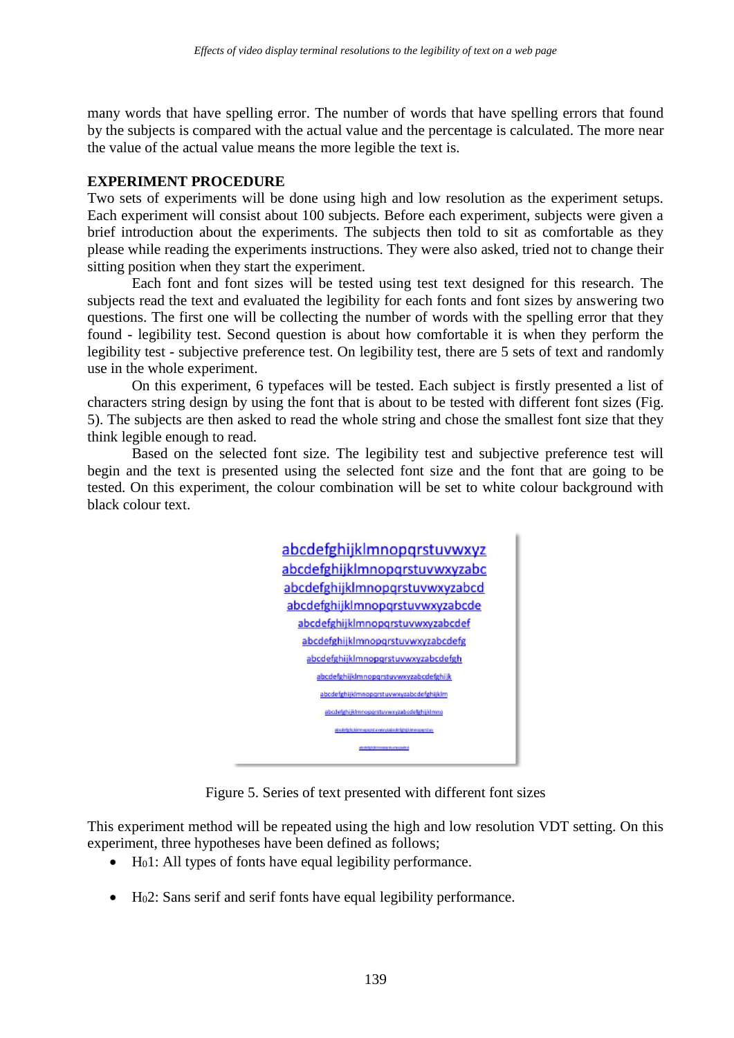many words that have spelling error. The number of words that have spelling errors that found by the subjects is compared with the actual value and the percentage is calculated. The more near the value of the actual value means the more legible the text is.

**EXPERIMENT PROCEDURE**

Two sets of experiments will be done using high and low resolution as the experiment setups. Each experiment will consist about 100 subjects. Before each experiment, subjects were given a brief introduction about the experiments. The subjects then told to sit as comfortable as they please while reading the experiments instructions. They were also asked, tried not to change their sitting position when they start the experiment.

Each font and font sizes will be tested using test text designed for this research. The subjects read the text and evaluated the legibility for each fonts and font sizes by answering two questions. The first one will be collecting the number of words with the spelling error that they found - legibility test. Second question is about how comfortable it is when they perform the legibility test - subjective preference test. On legibility test, there are 5 sets of text and randomly use in the whole experiment.

On this experiment, 6 typefaces will be tested. Each subject is firstly presented a list of characters string design by using the font that is about to be tested with different font sizes (Fig. 5). The subjects are then asked to read the whole string and chose the smallest font size that they think legible enough to read.

Based on the selected font size. The legibility test and subjective preference test will begin and the text is presented using the selected font size and the font that are going to be tested. On this experiment, the colour combination will be set to white colour background with black colour text.

Figure 5. Series of text presented with different font sizes

This experiment method will be repeated using the high and low resolution VDT setting. On this experiment, three hypotheses have been defined as follows;

- $H_0$1: All types of fonts have equal legibility performance.

- $H_0$2: Sans serif and serif fonts have equal legibility performance.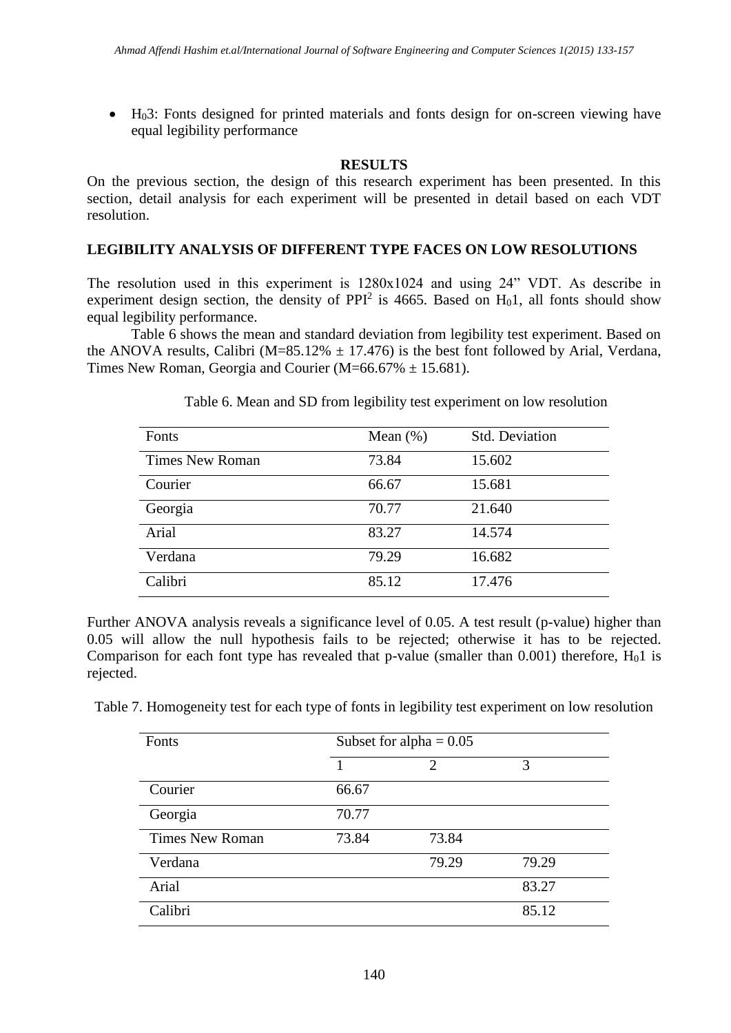- $H_03$: Fonts designed for printed materials and fonts design for on-screen viewing have equal legibility performance

## RESULTS

On the previous section, the design of this research experiment has been presented. In this section, detail analysis for each experiment will be presented in detail based on each VDT resolution.

### LEGIBILITY ANALYSIS OF DIFFERENT TYPE FACES ON LOW RESOLUTIONS

The resolution used in this experiment is 1280x1024 and using 24" VDT. As describe in experiment design section, the density of $PPI^2$ is 4665. Based on $H_01$, all fonts should show equal legibility performance.

Table 6 shows the mean and standard deviation from legibility test experiment. Based on the ANOVA results, Calibri (M=85.12% ± 17.476) is the best font followed by Arial, Verdana, Times New Roman, Georgia and Courier (M=66.67% ± 15.681).

Table 6. Mean and SD from legibility test experiment on low resolution

| Fonts | Mean (%) | Std. Deviation |
|---|---|---|
| Times New Roman | 73.84 | 15.602 |
| Courier | 66.67 | 15.681 |
| Georgia | 70.77 | 21.640 |
| Arial | 83.27 | 14.574 |
| Verdana | 79.29 | 16.682 |
| Calibri | 85.12 | 17.476 |

Further ANOVA analysis reveals a significance level of 0.05. A test result (p-value) higher than 0.05 will allow the null hypothesis fails to be rejected; otherwise it has to be rejected. Comparison for each font type has revealed that p-value (smaller than 0.001) therefore, $H_01$ is rejected.

Table 7. Homogeneity test for each type of fonts in legibility test experiment on low resolution

| Fonts | Subset for alpha = 0.05 | | |
|---|---|---|---|
| | 1 | 2 | 3 |
| Courier | 66.67 | | |
| Georgia | 70.77 | | |
| Times New Roman | 73.84 | 73.84 | |
| Verdana | | 79.29 | 79.29 |
| Arial | | | 83.27 |
| Calibri | | | 85.12 |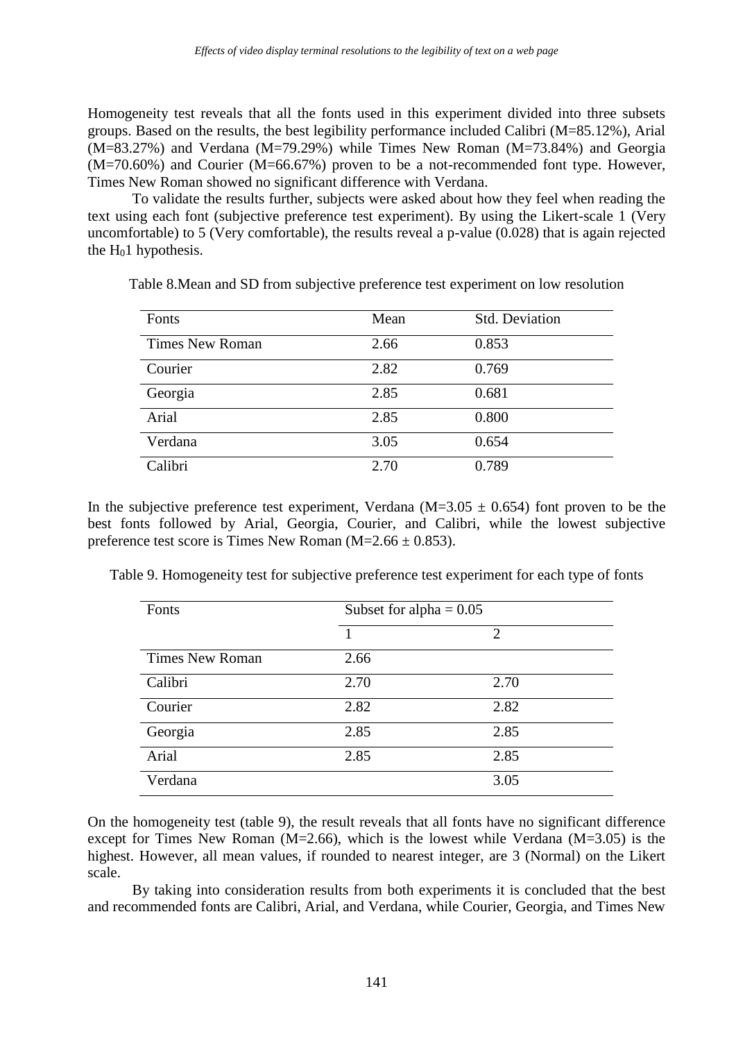Homogeneity test reveals that all the fonts used in this experiment divided into three subsets groups. Based on the results, the best legibility performance included Calibri (M=85.12%), Arial (M=83.27%) and Verdana (M=79.29%) while Times New Roman (M=73.84%) and Georgia (M=70.60%) and Courier (M=66.67%) proven to be a not-recommended font type. However, Times New Roman showed no significant difference with Verdana.

To validate the results further, subjects were asked about how they feel when reading the text using each font (subjective preference test experiment). By using the Likert-scale 1 (Very uncomfortable) to 5 (Very comfortable), the results reveal a p-value (0.028) that is again rejected the $H_01$ hypothesis.

Table 8.Mean and SD from subjective preference test experiment on low resolution

| Fonts | Mean | Std. Deviation |
|---|---|---|
| Times New Roman | 2.66 | 0.853 |
| Courier | 2.82 | 0.769 |
| Georgia | 2.85 | 0.681 |
| Arial | 2.85 | 0.800 |
| Verdana | 3.05 | 0.654 |
| Calibri | 2.70 | 0.789 |

In the subjective preference test experiment, Verdana ($M=3.05 \pm 0.654$) font proven to be the best fonts followed by Arial, Georgia, Courier, and Calibri, while the lowest subjective preference test score is Times New Roman ($M=2.66 \pm 0.853$).

Table 9. Homogeneity test for subjective preference test experiment for each type of fonts

| Fonts | Subset for alpha = 0.05 | |
|---|---|---|
| | 1 | 2 |
| Times New Roman | 2.66 | |
| Calibri | 2.70 | 2.70 |
| Courier | 2.82 | 2.82 |
| Georgia | 2.85 | 2.85 |
| Arial | 2.85 | 2.85 |
| Verdana | | 3.05 |

On the homogeneity test (table 9), the result reveals that all fonts have no significant difference except for Times New Roman (M=2.66), which is the lowest while Verdana (M=3.05) is the highest. However, all mean values, if rounded to nearest integer, are 3 (Normal) on the Likert scale.

By taking into consideration results from both experiments it is concluded that the best and recommended fonts are Calibri, Arial, and Verdana, while Courier, Georgia, and Times New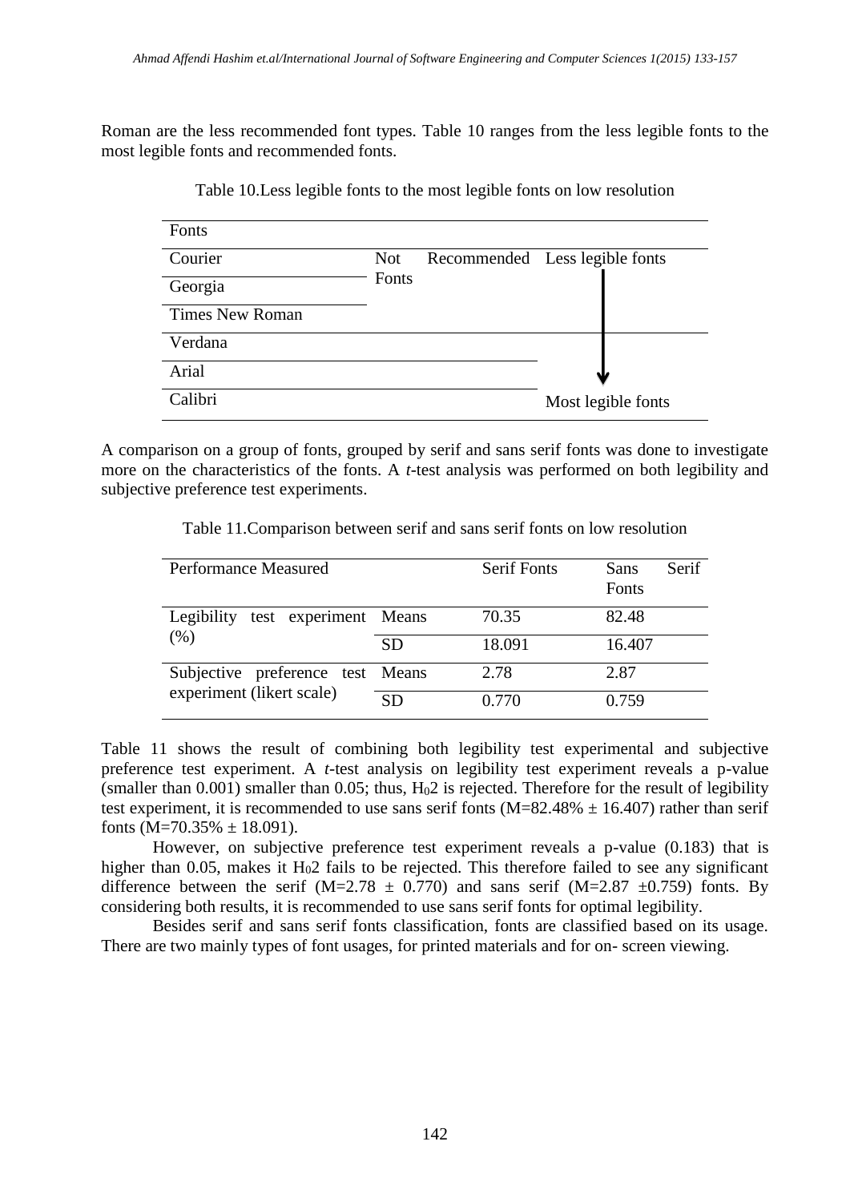Roman are the less recommended font types. Table 10 ranges from the less legible fonts to the most legible fonts and recommended fonts.

Table 10.Less legible fonts to the most legible fonts on low resolution

| Fonts | | |
|---|---|---|
| Courier | Not Recommended Fonts | Less legible fonts |
| Georgia | | ↓ |
| Times New Roman | | |
| Verdana | | |
| Arial | | |
| Calibri | | Most legible fonts |

A comparison on a group of fonts, grouped by serif and sans serif fonts was done to investigate more on the characteristics of the fonts. A *t*-test analysis was performed on both legibility and subjective preference test experiments.

Table 11.Comparison between serif and sans serif fonts on low resolution

| Performance Measured | | Serif Fonts | Sans Serif Fonts |
|---|---|---|---|
| Legibility test experiment (%) | Means | 70.35 | 82.48 |
| | SD | 18.091 | 16.407 |
| Subjective preference test experiment (likert scale) | Means | 2.78 | 2.87 |
| | SD | 0.770 | 0.759 |

Table 11 shows the result of combining both legibility test experimental and subjective preference test experiment. A *t*-test analysis on legibility test experiment reveals a p-value (smaller than 0.001) smaller than 0.05; thus, $H_0 2$ is rejected. Therefore for the result of legibility test experiment, it is recommended to use sans serif fonts (M=82.48% ± 16.407) rather than serif fonts (M=70.35% ± 18.091).

However, on subjective preference test experiment reveals a p-value (0.183) that is higher than 0.05, makes it $H_0 2$ fails to be rejected. This therefore failed to see any significant difference between the serif (M=2.78 ± 0.770) and sans serif (M=2.87 ±0.759) fonts. By considering both results, it is recommended to use sans serif fonts for optimal legibility.

Besides serif and sans serif fonts classification, fonts are classified based on its usage. There are two mainly types of font usages, for printed materials and for on- screen viewing.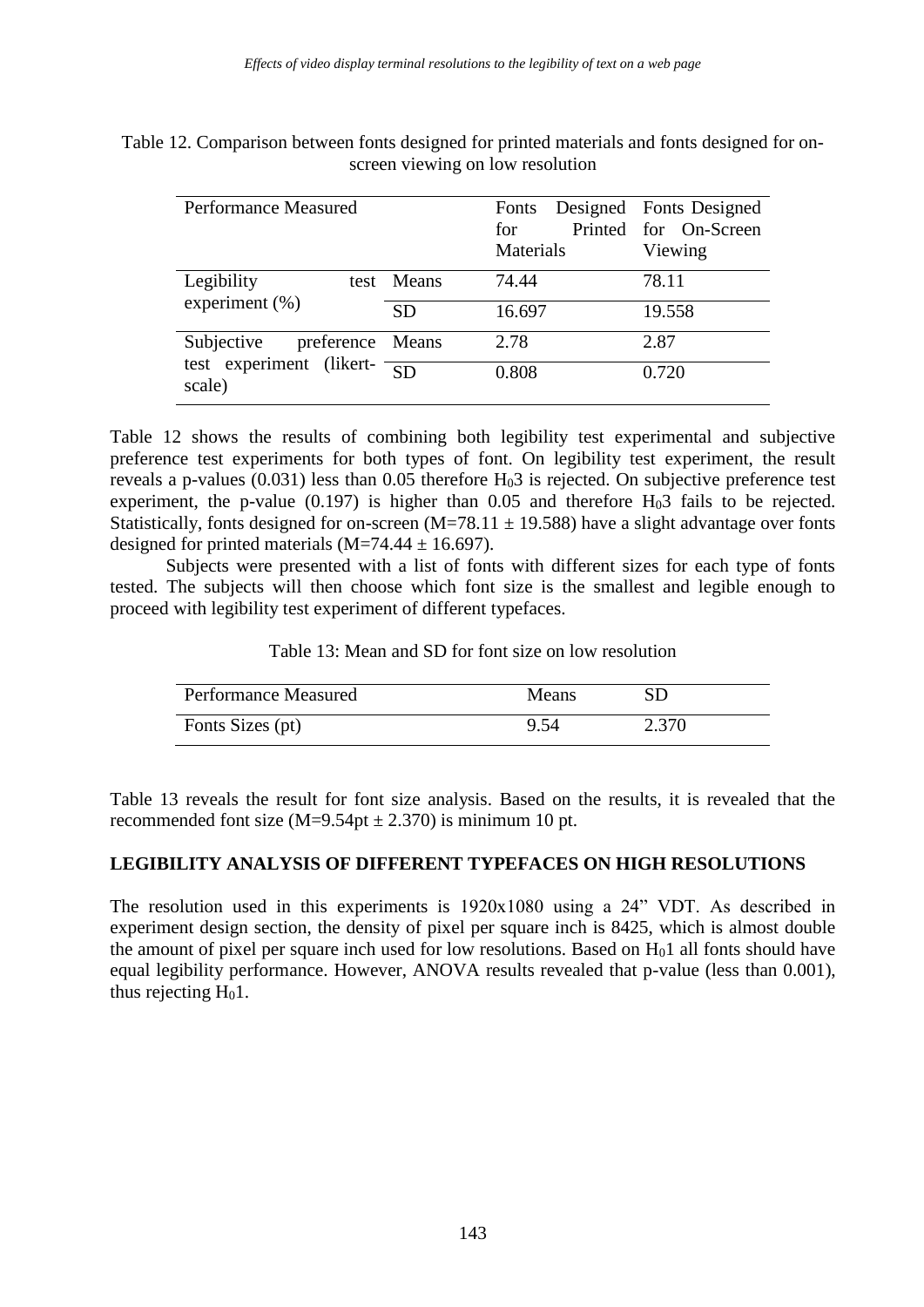Table 12. Comparison between fonts designed for printed materials and fonts designed for on-screen viewing on low resolution

| Performance Measured | | Fonts Designed for Printed Materials | Fonts Designed for On-Screen Viewing |
|---|---|---|---|
| Legibility test experiment (%) | Means | 74.44 | 78.11 |
| | SD | 16.697 | 19.558 |
| Subjective preference test experiment (likert-scale) | Means | 2.78 | 2.87 |
| | SD | 0.808 | 0.720 |

Table 12 shows the results of combining both legibility test experimental and subjective preference test experiments for both types of font. On legibility test experiment, the result reveals a p-values (0.031) less than 0.05 therefore $H_03$ is rejected. On subjective preference test experiment, the p-value (0.197) is higher than 0.05 and therefore $H_03$ fails to be rejected. Statistically, fonts designed for on-screen ($M=78.11 \pm 19.588$) have a slight advantage over fonts designed for printed materials ($M=74.44 \pm 16.697$).

Subjects were presented with a list of fonts with different sizes for each type of fonts tested. The subjects will then choose which font size is the smallest and legible enough to proceed with legibility test experiment of different typefaces.

Table 13: Mean and SD for font size on low resolution

| Performance Measured | Means | SD |
|---|---|---|
| Fonts Sizes (pt) | 9.54 | 2.370 |

Table 13 reveals the result for font size analysis. Based on the results, it is revealed that the recommended font size ($M=9.54$pt $\pm$ 2.370) is minimum 10 pt.

## LEGIBILITY ANALYSIS OF DIFFERENT TYPEFACES ON HIGH RESOLUTIONS

The resolution used in this experiments is 1920x1080 using a 24" VDT. As described in experiment design section, the density of pixel per square inch is 8425, which is almost double the amount of pixel per square inch used for low resolutions. Based on $H_01$ all fonts should have equal legibility performance. However, ANOVA results revealed that p-value (less than 0.001), thus rejecting $H_01$.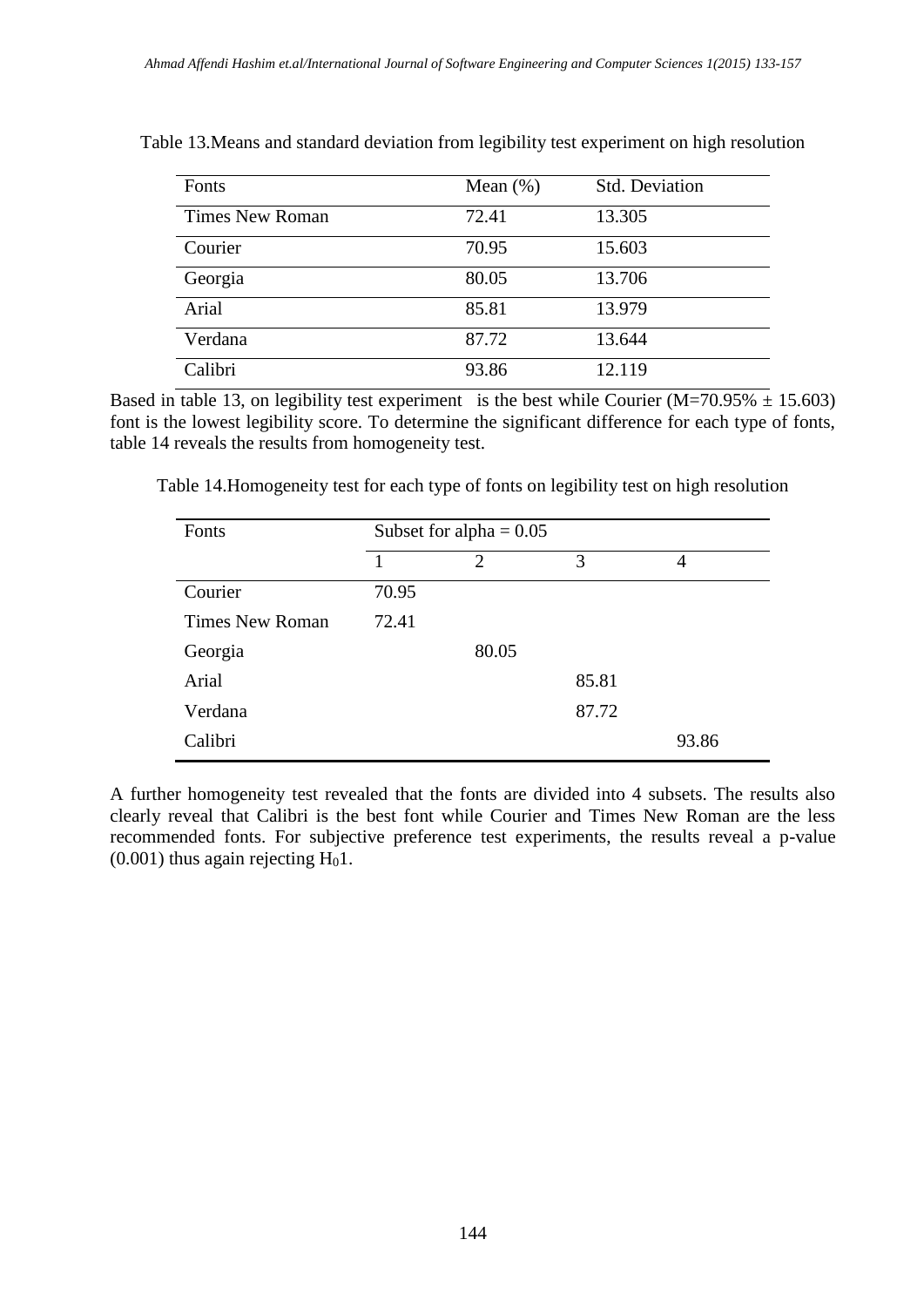Table 13.Means and standard deviation from legibility test experiment on high resolution

| Fonts | Mean (%) | Std. Deviation |
|---|---|---|
| Times New Roman | 72.41 | 13.305 |
| Courier | 70.95 | 15.603 |
| Georgia | 80.05 | 13.706 |
| Arial | 85.81 | 13.979 |
| Verdana | 87.72 | 13.644 |
| Calibri | 93.86 | 12.119 |

Based in table 13, on legibility test experiment is the best while Courier (M=70.95% ± 15.603) font is the lowest legibility score. To determine the significant difference for each type of fonts, table 14 reveals the results from homogeneity test.

Table 14.Homogeneity test for each type of fonts on legibility test on high resolution

| Fonts | Subset for alpha = 0.05 | | | |
|---|---|---|---|---|
| | 1 | 2 | 3 | 4 |
| Courier | 70.95 | | | |
| Times New Roman | 72.41 | | | |
| Georgia | | 80.05 | | |
| Arial | | | 85.81 | |
| Verdana | | | 87.72 | |
| Calibri | | | | 93.86 |

A further homogeneity test revealed that the fonts are divided into 4 subsets. The results also clearly reveal that Calibri is the best font while Courier and Times New Roman are the less recommended fonts. For subjective preference test experiments, the results reveal a p-value (0.001) thus again rejecting $H_0 1$.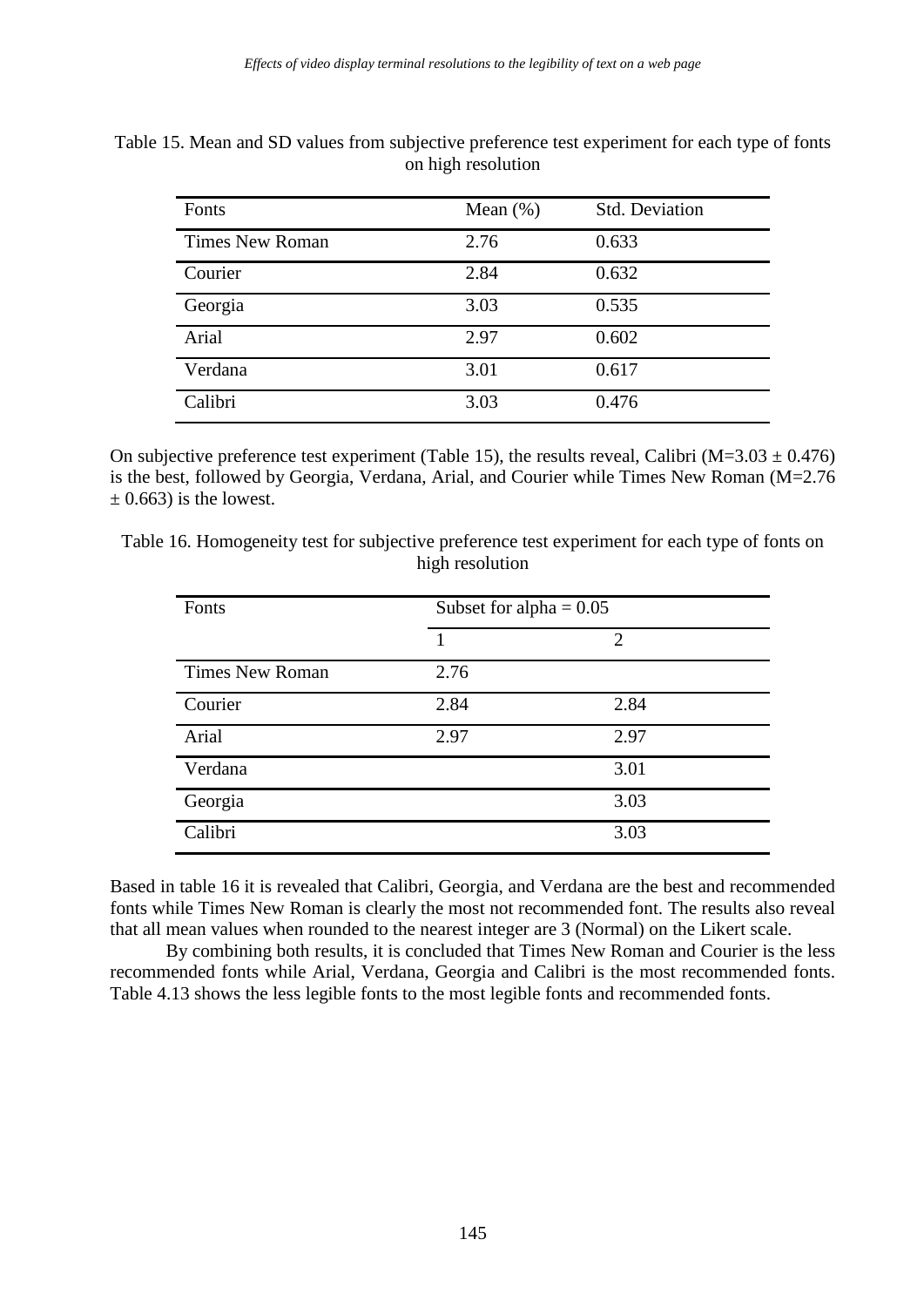Table 15. Mean and SD values from subjective preference test experiment for each type of fonts on high resolution

| Fonts | Mean (%) | Std. Deviation |
|---|---|---|
| Times New Roman | 2.76 | 0.633 |
| Courier | 2.84 | 0.632 |
| Georgia | 3.03 | 0.535 |
| Arial | 2.97 | 0.602 |
| Verdana | 3.01 | 0.617 |
| Calibri | 3.03 | 0.476 |

On subjective preference test experiment (Table 15), the results reveal, Calibri (M=3.03 ± 0.476) is the best, followed by Georgia, Verdana, Arial, and Courier while Times New Roman (M=2.76 ± 0.663) is the lowest.

Table 16. Homogeneity test for subjective preference test experiment for each type of fonts on high resolution

| Fonts | Subset for alpha = 0.05 | |
|---|---|---|
| | 1 | 2 |
| Times New Roman | 2.76 | |
| Courier | 2.84 | 2.84 |
| Arial | 2.97 | 2.97 |
| Verdana | | 3.01 |
| Georgia | | 3.03 |
| Calibri | | 3.03 |

Based in table 16 it is revealed that Calibri, Georgia, and Verdana are the best and recommended fonts while Times New Roman is clearly the most not recommended font. The results also reveal that all mean values when rounded to the nearest integer are 3 (Normal) on the Likert scale.

By combining both results, it is concluded that Times New Roman and Courier is the less recommended fonts while Arial, Verdana, Georgia and Calibri is the most recommended fonts. Table 4.13 shows the less legible fonts to the most legible fonts and recommended fonts.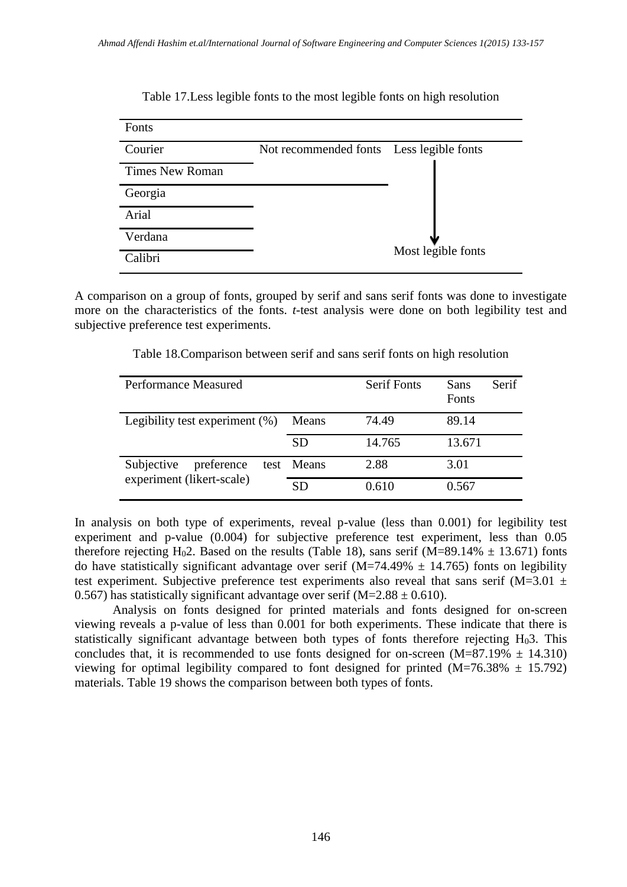Table 17.Less legible fonts to the most legible fonts on high resolution

| Fonts | | |
|---|---|---|
| Courier | Not recommended fonts | Less legible fonts |
| Times New Roman | | ↓ |
| Georgia | | |
| Arial | | |
| Verdana | | |
| Calibri | | Most legible fonts |

A comparison on a group of fonts, grouped by serif and sans serif fonts was done to investigate more on the characteristics of the fonts. *t*-test analysis were done on both legibility test and subjective preference test experiments.

Table 18.Comparison between serif and sans serif fonts on high resolution

| Performance Measured | | Serif Fonts | Sans Serif Fonts |
|---|---|---|---|
| Legibility test experiment (%) | Means | 74.49 | 89.14 |
| | SD | 14.765 | 13.671 |
| Subjective preference test experiment (likert-scale) | Means | 2.88 | 3.01 |
| | SD | 0.610 | 0.567 |

In analysis on both type of experiments, reveal p-value (less than 0.001) for legibility test experiment and p-value (0.004) for subjective preference test experiment, less than 0.05 therefore rejecting $H_02$. Based on the results (Table 18), sans serif ($M=89.14\% \pm 13.671$) fonts do have statistically significant advantage over serif ($M=74.49\% \pm 14.765$) fonts on legibility test experiment. Subjective preference test experiments also reveal that sans serif ($M=3.01 \pm 0.567$) has statistically significant advantage over serif ($M=2.88 \pm 0.610$).

Analysis on fonts designed for printed materials and fonts designed for on-screen viewing reveals a p-value of less than 0.001 for both experiments. These indicate that there is statistically significant advantage between both types of fonts therefore rejecting $H_03$. This concludes that, it is recommended to use fonts designed for on-screen ($M=87.19\% \pm 14.310$) viewing for optimal legibility compared to font designed for printed ($M=76.38\% \pm 15.792$) materials. Table 19 shows the comparison between both types of fonts.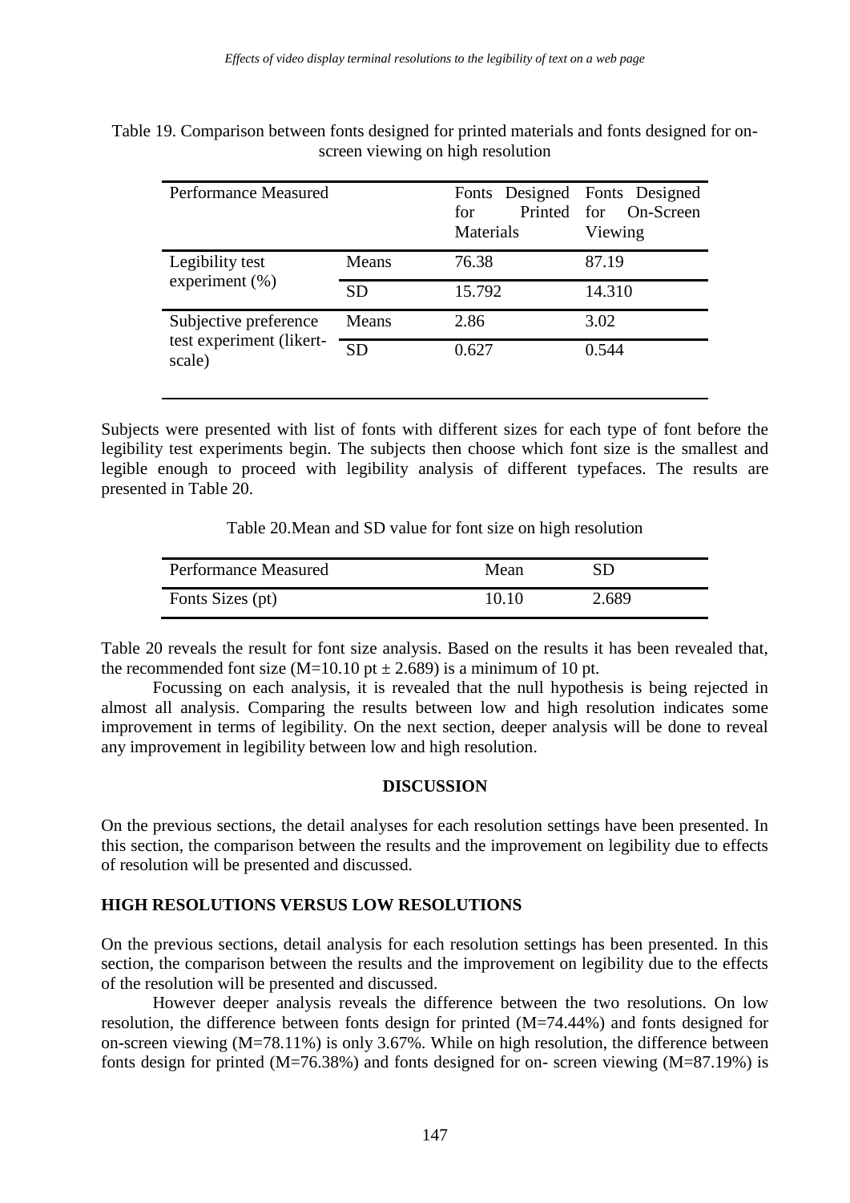Table 19. Comparison between fonts designed for printed materials and fonts designed for on-screen viewing on high resolution

| Performance Measured | | Fonts Designed for Printed Materials | Fonts Designed for On-Screen Viewing |
|---|---|---|---|
| Legibility test experiment (%) | Means | 76.38 | 87.19 |
| | SD | 15.792 | 14.310 |
| Subjective preference test experiment (likert-scale) | Means | 2.86 | 3.02 |
| | SD | 0.627 | 0.544 |

Subjects were presented with list of fonts with different sizes for each type of font before the legibility test experiments begin. The subjects then choose which font size is the smallest and legible enough to proceed with legibility analysis of different typefaces. The results are presented in Table 20.

Table 20.Mean and SD value for font size on high resolution

| Performance Measured | Mean | SD |
|---|---|---|
| Fonts Sizes (pt) | 10.10 | 2.689 |

Table 20 reveals the result for font size analysis. Based on the results it has been revealed that, the recommended font size (M=10.10 pt ± 2.689) is a minimum of 10 pt.

Focussing on each analysis, it is revealed that the null hypothesis is being rejected in almost all analysis. Comparing the results between low and high resolution indicates some improvement in terms of legibility. On the next section, deeper analysis will be done to reveal any improvement in legibility between low and high resolution.

## DISCUSSION

On the previous sections, the detail analyses for each resolution settings have been presented. In this section, the comparison between the results and the improvement on legibility due to effects of resolution will be presented and discussed.

## HIGH RESOLUTIONS VERSUS LOW RESOLUTIONS

On the previous sections, detail analysis for each resolution settings has been presented. In this section, the comparison between the results and the improvement on legibility due to the effects of the resolution will be presented and discussed.

However deeper analysis reveals the difference between the two resolutions. On low resolution, the difference between fonts design for printed (M=74.44%) and fonts designed for on-screen viewing (M=78.11%) is only 3.67%. While on high resolution, the difference between fonts design for printed (M=76.38%) and fonts designed for on- screen viewing (M=87.19%) is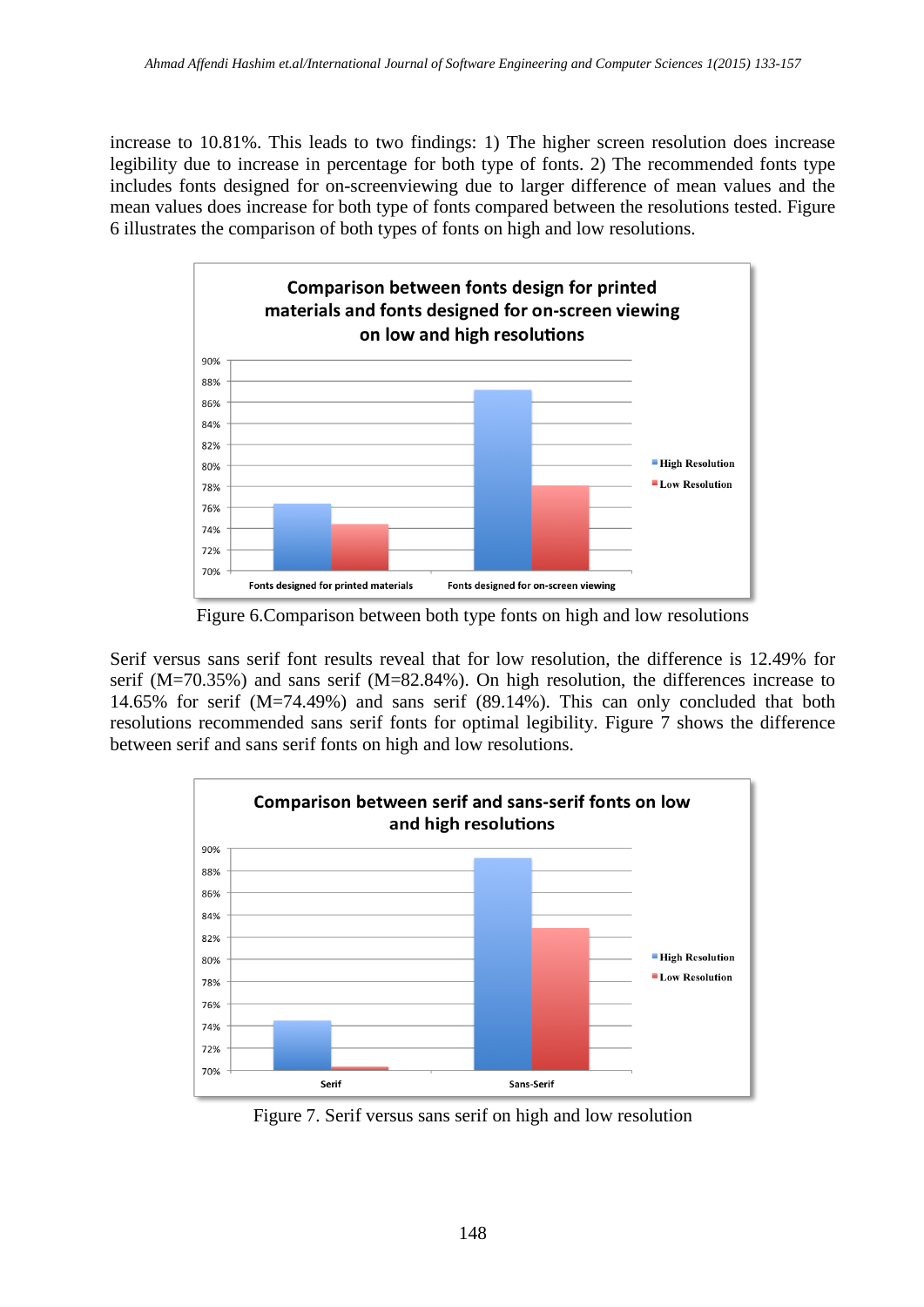increase to 10.81%. This leads to two findings: 1) The higher screen resolution does increase legibility due to increase in percentage for both type of fonts. 2) The recommended fonts type includes fonts designed for on-screenviewing due to larger difference of mean values and the mean values does increase for both type of fonts compared between the resolutions tested. Figure 6 illustrates the comparison of both types of fonts on high and low resolutions.

Figure 6.Comparison between both type fonts on high and low resolutions

Serif versus sans serif font results reveal that for low resolution, the difference is 12.49% for serif (M=70.35%) and sans serif (M=82.84%). On high resolution, the differences increase to 14.65% for serif (M=74.49%) and sans serif (89.14%). This can only concluded that both resolutions recommended sans serif fonts for optimal legibility. Figure 7 shows the difference between serif and sans serif fonts on high and low resolutions.

Figure 7. Serif versus sans serif on high and low resolution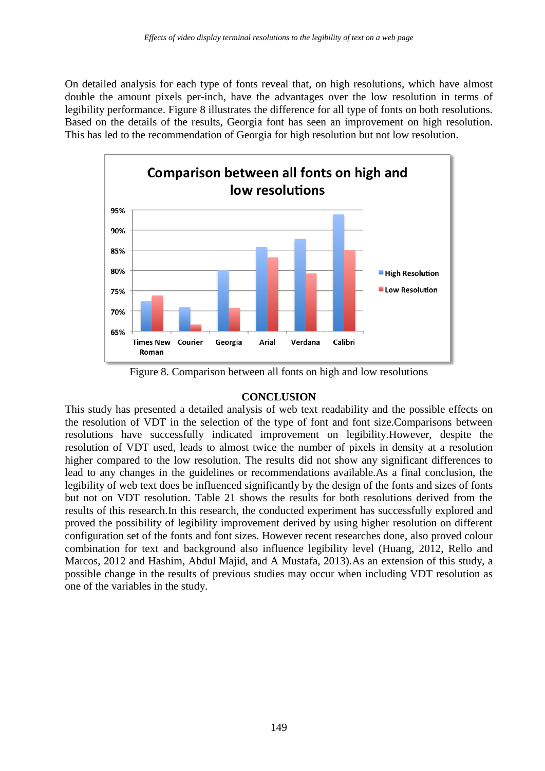On detailed analysis for each type of fonts reveal that, on high resolutions, which have almost double the amount pixels per-inch, have the advantages over the low resolution in terms of legibility performance. Figure 8 illustrates the difference for all type of fonts on both resolutions. Based on the details of the results, Georgia font has seen an improvement on high resolution. This has led to the recommendation of Georgia for high resolution but not low resolution.

Figure 8. Comparison between all fonts on high and low resolutions

## CONCLUSION

This study has presented a detailed analysis of web text readability and the possible effects on the resolution of VDT in the selection of the type of font and font size.Comparisons between resolutions have successfully indicated improvement on legibility.However, despite the resolution of VDT used, leads to almost twice the number of pixels in density at a resolution higher compared to the low resolution. The results did not show any significant differences to lead to any changes in the guidelines or recommendations available.As a final conclusion, the legibility of web text does be influenced significantly by the design of the fonts and sizes of fonts but not on VDT resolution. Table 21 shows the results for both resolutions derived from the results of this research.In this research, the conducted experiment has successfully explored and proved the possibility of legibility improvement derived by using higher resolution on different configuration set of the fonts and font sizes. However recent researches done, also proved colour combination for text and background also influence legibility level (Huang, 2012, Rello and Marcos, 2012 and Hashim, Abdul Majid, and A Mustafa, 2013).As an extension of this study, a possible change in the results of previous studies may occur when including VDT resolution as one of the variables in the study.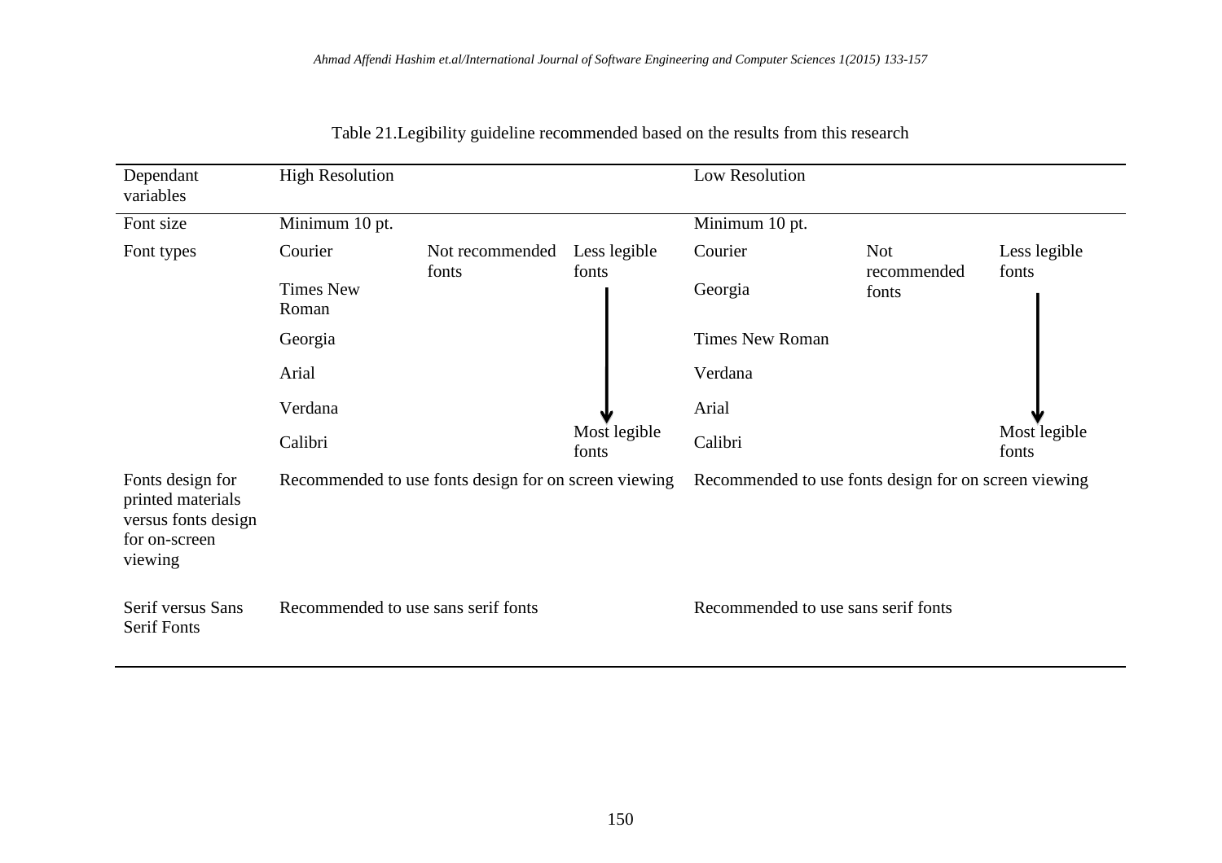Table 21.Legibility guideline recommended based on the results from this research

| Dependant variables | High Resolution | | | Low Resolution | | |
|---|---|---|---|---|---|---|
| Font size | Minimum 10 pt. | | | Minimum 10 pt. | | |
| Font types | Courier | Not recommended fonts | Less legible fonts | Courier | Not recommended fonts | Less legible fonts |
| | Times New Roman | | ↓ | Georgia | | ↓ |
| | Georgia | | ↓ | Times New Roman | | ↓ |
| | Arial | | ↓ | Verdana | | ↓ |
| | Verdana | | ↓ | Arial | | ↓ |
| | Calibri | | Most legible fonts | Calibri | | Most legible fonts |
| Fonts design for printed materials versus fonts design for on-screen viewing | Recommended to use fonts design for on screen viewing | | | Recommended to use fonts design for on screen viewing | | |
| Serif versus Sans Serif Fonts | Recommended to use sans serif fonts | | | Recommended to use sans serif fonts | | |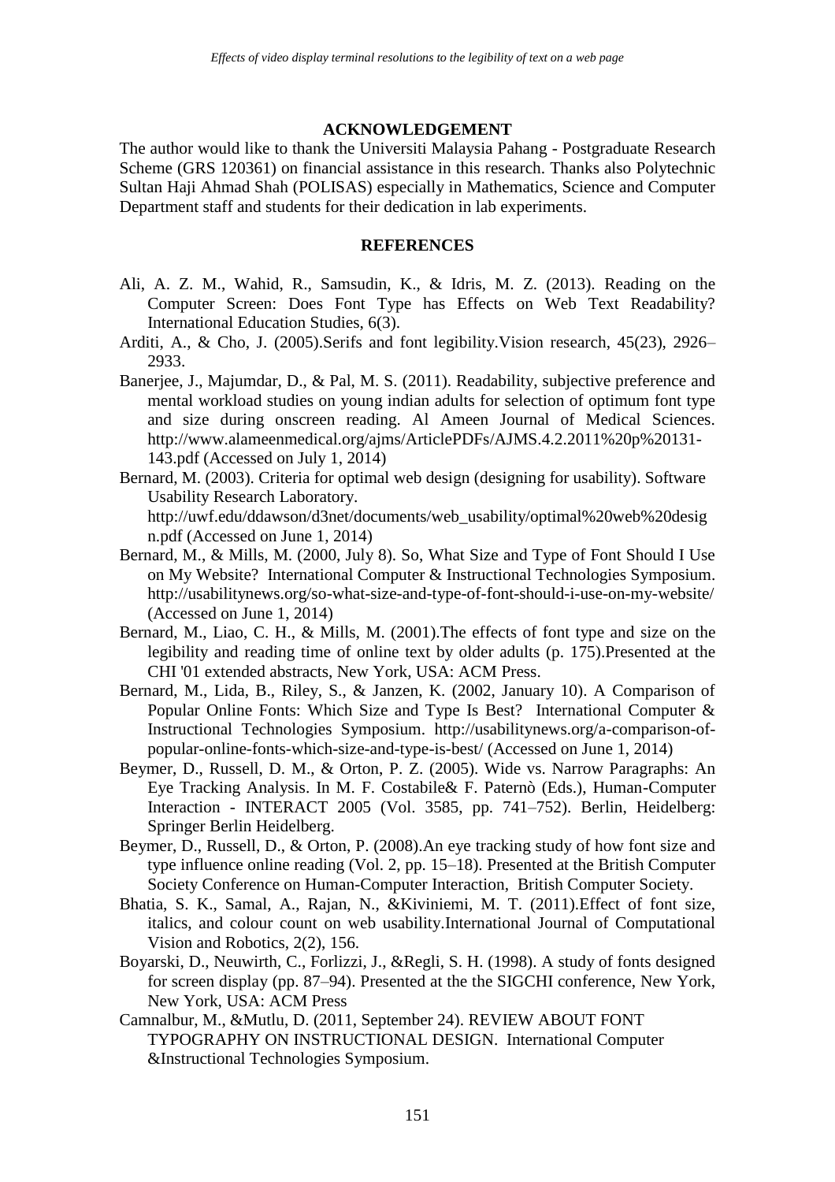## ACKNOWLEDGEMENT

The author would like to thank the Universiti Malaysia Pahang - Postgraduate Research Scheme (GRS 120361) on financial assistance in this research. Thanks also Polytechnic Sultan Haji Ahmad Shah (POLISAS) especially in Mathematics, Science and Computer Department staff and students for their dedication in lab experiments.

## REFERENCES

Ali, A. Z. M., Wahid, R., Samsudin, K., & Idris, M. Z. (2013). Reading on the Computer Screen: Does Font Type has Effects on Web Text Readability? International Education Studies, 6(3).

Arditi, A., & Cho, J. (2005).Serifs and font legibility.Vision research, 45(23), 2926–2933.

Banerjee, J., Majumdar, D., & Pal, M. S. (2011). Readability, subjective preference and mental workload studies on young indian adults for selection of optimum font type and size during onscreen reading. Al Ameen Journal of Medical Sciences. http://www.alameenmedical.org/ajms/ArticlePDFs/AJMS.4.2.2011%20p%20131-143.pdf (Accessed on July 1, 2014)

Bernard, M. (2003). Criteria for optimal web design (designing for usability). Software Usability Research Laboratory. http://uwf.edu/ddawson/d3net/documents/web_usability/optimal%20web%20design.pdf (Accessed on June 1, 2014)

Bernard, M., & Mills, M. (2000, July 8). So, What Size and Type of Font Should I Use on My Website? International Computer & Instructional Technologies Symposium. http://usabilitynews.org/so-what-size-and-type-of-font-should-i-use-on-my-website/ (Accessed on June 1, 2014)

Bernard, M., Liao, C. H., & Mills, M. (2001).The effects of font type and size on the legibility and reading time of online text by older adults (p. 175).Presented at the CHI '01 extended abstracts, New York, USA: ACM Press.

Bernard, M., Lida, B., Riley, S., & Janzen, K. (2002, January 10). A Comparison of Popular Online Fonts: Which Size and Type Is Best? International Computer & Instructional Technologies Symposium. http://usabilitynews.org/a-comparison-of-popular-online-fonts-which-size-and-type-is-best/ (Accessed on June 1, 2014)

Beymer, D., Russell, D. M., & Orton, P. Z. (2005). Wide vs. Narrow Paragraphs: An Eye Tracking Analysis. In M. F. Costabile& F. Paternò (Eds.), Human-Computer Interaction - INTERACT 2005 (Vol. 3585, pp. 741–752). Berlin, Heidelberg: Springer Berlin Heidelberg.

Beymer, D., Russell, D., & Orton, P. (2008).An eye tracking study of how font size and type influence online reading (Vol. 2, pp. 15–18). Presented at the British Computer Society Conference on Human-Computer Interaction, British Computer Society.

Bhatia, S. K., Samal, A., Rajan, N., &Kiviniemi, M. T. (2011).Effect of font size, italics, and colour count on web usability.International Journal of Computational Vision and Robotics, 2(2), 156.

Boyarski, D., Neuwirth, C., Forlizzi, J., &Regli, S. H. (1998). A study of fonts designed for screen display (pp. 87–94). Presented at the the SIGCHI conference, New York, New York, USA: ACM Press

Camnalbur, M., &Mutlu, D. (2011, September 24). REVIEW ABOUT FONT TYPOGRAPHY ON INSTRUCTIONAL DESIGN. International Computer &Instructional Technologies Symposium.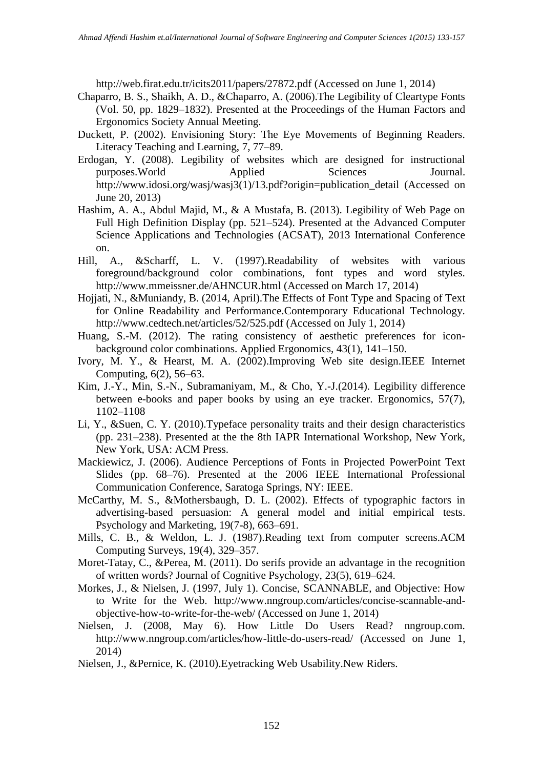http://web.firat.edu.tr/icits2011/papers/27872.pdf (Accessed on June 1, 2014)

Chaparro, B. S., Shaikh, A. D., &Chaparro, A. (2006).The Legibility of Cleartype Fonts (Vol. 50, pp. 1829–1832). Presented at the Proceedings of the Human Factors and Ergonomics Society Annual Meeting.

Duckett, P. (2002). Envisioning Story: The Eye Movements of Beginning Readers. Literacy Teaching and Learning, 7, 77–89.

Erdogan, Y. (2008). Legibility of websites which are designed for instructional purposes.World Applied Sciences Journal. http://www.idosi.org/wasj/wasj3(1)/13.pdf?origin=publication_detail (Accessed on June 20, 2013)

Hashim, A. A., Abdul Majid, M., & A Mustafa, B. (2013). Legibility of Web Page on Full High Definition Display (pp. 521–524). Presented at the Advanced Computer Science Applications and Technologies (ACSAT), 2013 International Conference on.

Hill, A., &Scharff, L. V. (1997).Readability of websites with various foreground/background color combinations, font types and word styles. http://www.mmeissner.de/AHNCUR.html (Accessed on March 17, 2014)

Hojjati, N., &Muniandy, B. (2014, April).The Effects of Font Type and Spacing of Text for Online Readability and Performance.Contemporary Educational Technology. http://www.cedtech.net/articles/52/525.pdf (Accessed on July 1, 2014)

Huang, S.-M. (2012). The rating consistency of aesthetic preferences for icon-background color combinations. Applied Ergonomics, 43(1), 141–150.

Ivory, M. Y., & Hearst, M. A. (2002).Improving Web site design.IEEE Internet Computing, 6(2), 56–63.

Kim, J.-Y., Min, S.-N., Subramaniyam, M., & Cho, Y.-J.(2014). Legibility difference between e-books and paper books by using an eye tracker. Ergonomics, 57(7), 1102–1108

Li, Y., &Suen, C. Y. (2010).Typeface personality traits and their design characteristics (pp. 231–238). Presented at the the 8th IAPR International Workshop, New York, New York, USA: ACM Press.

Mackiewicz, J. (2006). Audience Perceptions of Fonts in Projected PowerPoint Text Slides (pp. 68–76). Presented at the 2006 IEEE International Professional Communication Conference, Saratoga Springs, NY: IEEE.

McCarthy, M. S., &Mothersbaugh, D. L. (2002). Effects of typographic factors in advertising-based persuasion: A general model and initial empirical tests. Psychology and Marketing, 19(7-8), 663–691.

Mills, C. B., & Weldon, L. J. (1987).Reading text from computer screens.ACM Computing Surveys, 19(4), 329–357.

Moret-Tatay, C., &Perea, M. (2011). Do serifs provide an advantage in the recognition of written words? Journal of Cognitive Psychology, 23(5), 619–624.

Morkes, J., & Nielsen, J. (1997, July 1). Concise, SCANNABLE, and Objective: How to Write for the Web. http://www.nngroup.com/articles/concise-scannable-and-objective-how-to-write-for-the-web/ (Accessed on June 1, 2014)

Nielsen, J. (2008, May 6). How Little Do Users Read? nngroup.com. http://www.nngroup.com/articles/how-little-do-users-read/ (Accessed on June 1, 2014)

Nielsen, J., &Pernice, K. (2010).Eyetracking Web Usability.New Riders.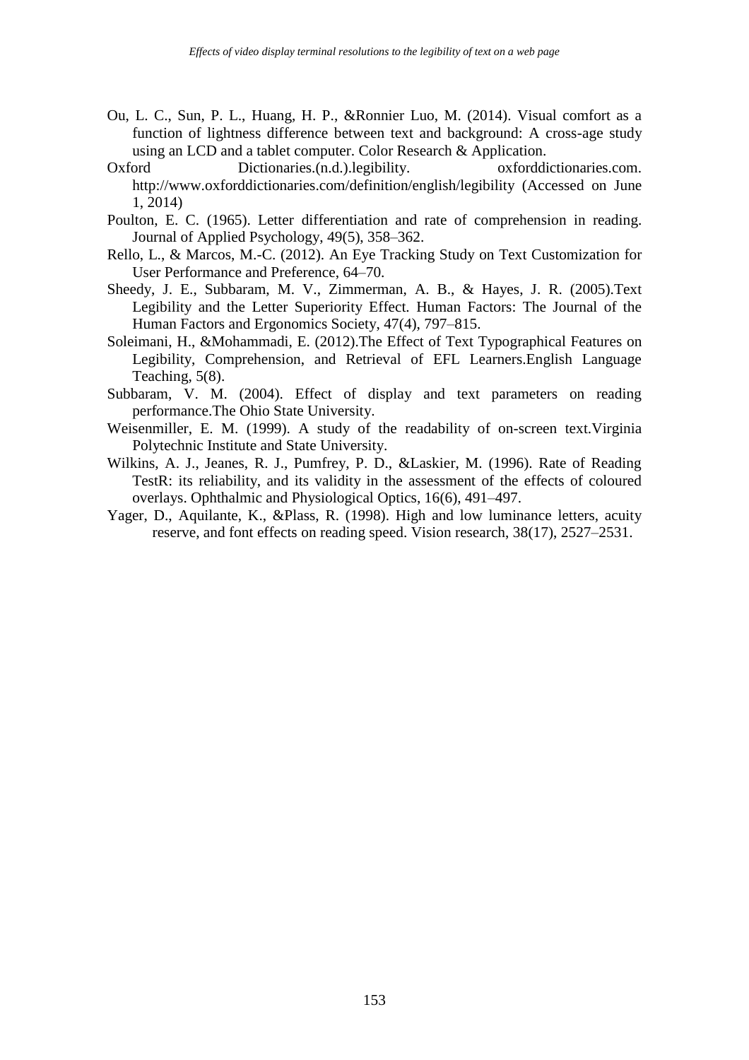Ou, L. C., Sun, P. L., Huang, H. P., &Ronnier Luo, M. (2014). Visual comfort as a function of lightness difference between text and background: A cross-age study using an LCD and a tablet computer. Color Research & Application.

Oxford Dictionaries.(n.d.).legibility. oxforddictionaries.com. http://www.oxforddictionaries.com/definition/english/legibility (Accessed on June 1, 2014)

Poulton, E. C. (1965). Letter differentiation and rate of comprehension in reading. Journal of Applied Psychology, 49(5), 358–362.

Rello, L., & Marcos, M.-C. (2012). An Eye Tracking Study on Text Customization for User Performance and Preference, 64–70.

Sheedy, J. E., Subbaram, M. V., Zimmerman, A. B., & Hayes, J. R. (2005).Text Legibility and the Letter Superiority Effect. Human Factors: The Journal of the Human Factors and Ergonomics Society, 47(4), 797–815.

Soleimani, H., &Mohammadi, E. (2012).The Effect of Text Typographical Features on Legibility, Comprehension, and Retrieval of EFL Learners.English Language Teaching, 5(8).

Subbaram, V. M. (2004). Effect of display and text parameters on reading performance.The Ohio State University.

Weisenmiller, E. M. (1999). A study of the readability of on-screen text.Virginia Polytechnic Institute and State University.

Wilkins, A. J., Jeanes, R. J., Pumfrey, P. D., &Laskier, M. (1996). Rate of Reading TestR: its reliability, and its validity in the assessment of the effects of coloured overlays. Ophthalmic and Physiological Optics, 16(6), 491–497.

Yager, D., Aquilante, K., &Plass, R. (1998). High and low luminance letters, acuity reserve, and font effects on reading speed. Vision research, 38(17), 2527–2531.